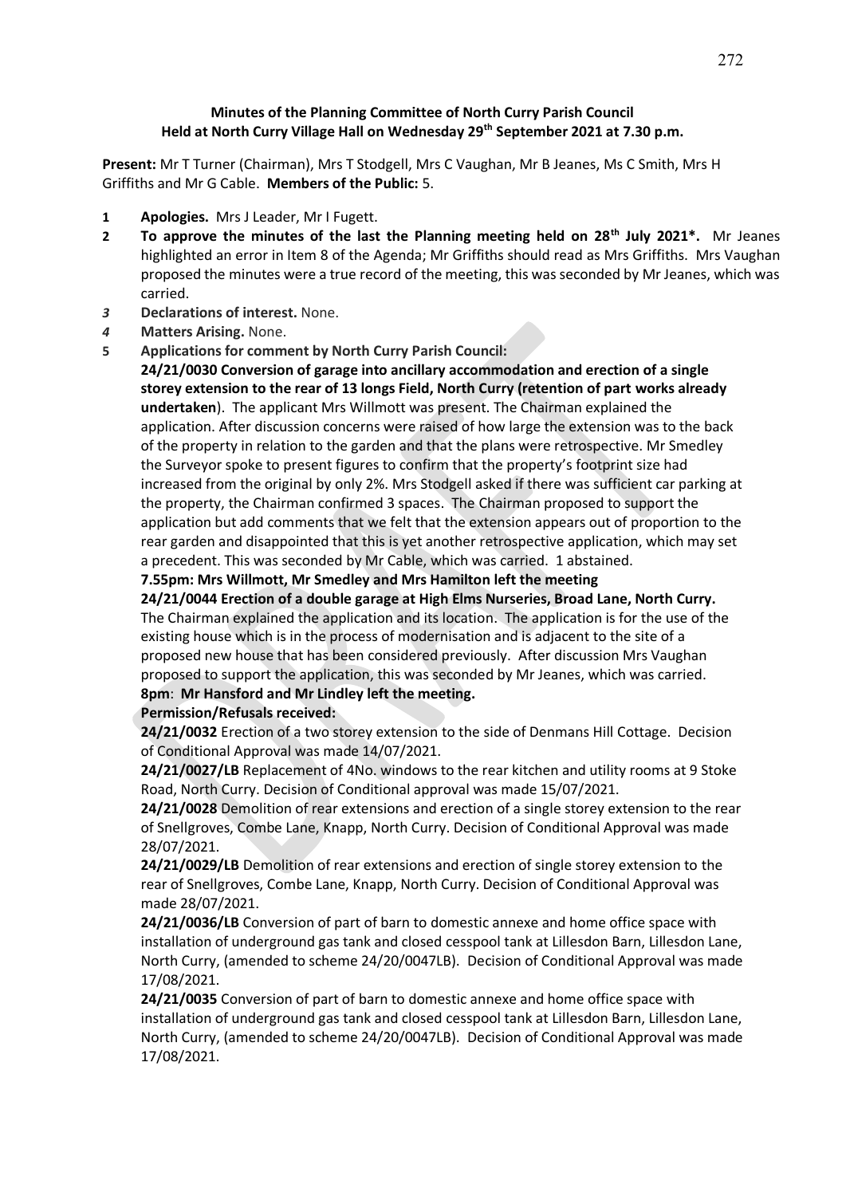**Minutes of the Planning Committee of North Curry Parish Council**
**Held at North Curry Village Hall on Wednesday 29th September 2021 at 7.30 p.m.**

**Present:** Mr T Turner (Chairman), Mrs T Stodgell, Mrs C Vaughan, Mr B Jeanes, Ms C Smith, Mrs H Griffiths and Mr G Cable. **Members of the Public:** 5.

1. **Apologies.** Mrs J Leader, Mr I Fugett.
2. **To approve the minutes of the last the Planning meeting held on 28th July 2021*.** Mr Jeanes highlighted an error in Item 8 of the Agenda; Mr Griffiths should read as Mrs Griffiths. Mrs Vaughan proposed the minutes were a true record of the meeting, this was seconded by Mr Jeanes, which was carried.
3. **Declarations of interest.** None.
4. **Matters Arising.** None.
5. **Applications for comment by North Curry Parish Council:**

   **24/21/0030 Conversion of garage into ancillary accommodation and erection of a single storey extension to the rear of 13 longs Field, North Curry (retention of part works already undertaken**). The applicant Mrs Willmott was present. The Chairman explained the application. After discussion concerns were raised of how large the extension was to the back of the property in relation to the garden and that the plans were retrospective. Mr Smedley the Surveyor spoke to present figures to confirm that the property's footprint size had increased from the original by only 2%. Mrs Stodgell asked if there was sufficient car parking at the property, the Chairman confirmed 3 spaces. The Chairman proposed to support the application but add comments that we felt that the extension appears out of proportion to the rear garden and disappointed that this is yet another retrospective application, which may set a precedent. This was seconded by Mr Cable, which was carried. 1 abstained.

   **7.55pm: Mrs Willmott, Mr Smedley and Mrs Hamilton left the meeting**

   **24/21/0044 Erection of a double garage at High Elms Nurseries, Broad Lane, North Curry.** The Chairman explained the application and its location. The application is for the use of the existing house which is in the process of modernisation and is adjacent to the site of a proposed new house that has been considered previously. After discussion Mrs Vaughan proposed to support the application, this was seconded by Mr Jeanes, which was carried.

   **8pm**: **Mr Hansford and Mr Lindley left the meeting.**

   **Permission/Refusals received:**

   **24/21/0032** Erection of a two storey extension to the side of Denmans Hill Cottage. Decision of Conditional Approval was made 14/07/2021.

   **24/21/0027/LB** Replacement of 4No. windows to the rear kitchen and utility rooms at 9 Stoke Road, North Curry. Decision of Conditional approval was made 15/07/2021.

   **24/21/0028** Demolition of rear extensions and erection of a single storey extension to the rear of Snellgroves, Combe Lane, Knapp, North Curry. Decision of Conditional Approval was made 28/07/2021.

   **24/21/0029/LB** Demolition of rear extensions and erection of single storey extension to the rear of Snellgroves, Combe Lane, Knapp, North Curry. Decision of Conditional Approval was made 28/07/2021.

   **24/21/0036/LB** Conversion of part of barn to domestic annexe and home office space with installation of underground gas tank and closed cesspool tank at Lillesdon Barn, Lillesdon Lane, North Curry, (amended to scheme 24/20/0047LB). Decision of Conditional Approval was made 17/08/2021.

   **24/21/0035** Conversion of part of barn to domestic annexe and home office space with installation of underground gas tank and closed cesspool tank at Lillesdon Barn, Lillesdon Lane, North Curry, (amended to scheme 24/20/0047LB). Decision of Conditional Approval was made 17/08/2021.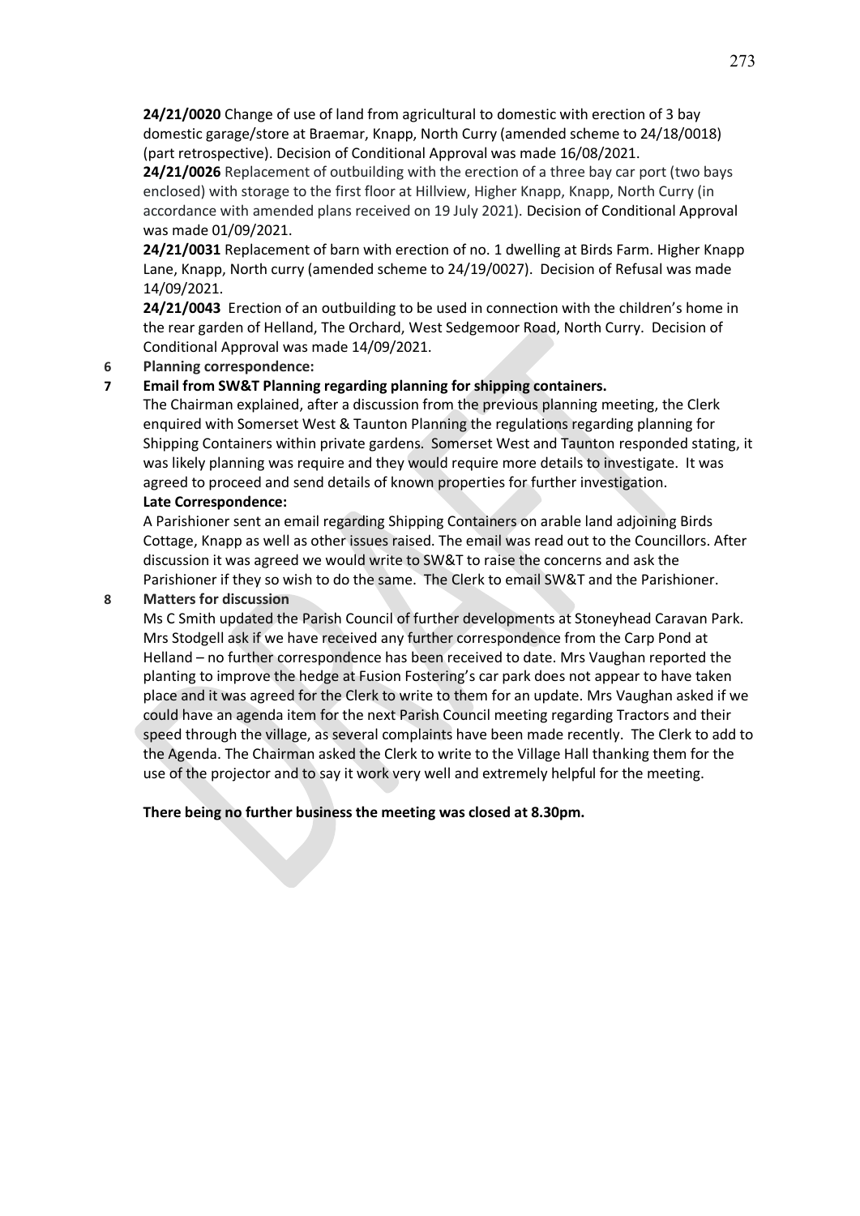**24/21/0020** Change of use of land from agricultural to domestic with erection of 3 bay domestic garage/store at Braemar, Knapp, North Curry (amended scheme to 24/18/0018) (part retrospective). Decision of Conditional Approval was made 16/08/2021.

**24/21/0026** Replacement of outbuilding with the erection of a three bay car port (two bays enclosed) with storage to the first floor at Hillview, Higher Knapp, Knapp, North Curry (in accordance with amended plans received on 19 July 2021). Decision of Conditional Approval was made 01/09/2021.

**24/21/0031** Replacement of barn with erection of no. 1 dwelling at Birds Farm. Higher Knapp Lane, Knapp, North curry (amended scheme to 24/19/0027). Decision of Refusal was made 14/09/2021.

**24/21/0043** Erection of an outbuilding to be used in connection with the children's home in the rear garden of Helland, The Orchard, West Sedgemoor Road, North Curry. Decision of Conditional Approval was made 14/09/2021.

**6 Planning correspondence:**

**7 Email from SW&T Planning regarding planning for shipping containers.**

The Chairman explained, after a discussion from the previous planning meeting, the Clerk enquired with Somerset West & Taunton Planning the regulations regarding planning for Shipping Containers within private gardens. Somerset West and Taunton responded stating, it was likely planning was require and they would require more details to investigate. It was agreed to proceed and send details of known properties for further investigation.

**Late Correspondence:**

A Parishioner sent an email regarding Shipping Containers on arable land adjoining Birds Cottage, Knapp as well as other issues raised. The email was read out to the Councillors. After discussion it was agreed we would write to SW&T to raise the concerns and ask the Parishioner if they so wish to do the same. The Clerk to email SW&T and the Parishioner.

**8 Matters for discussion**

Ms C Smith updated the Parish Council of further developments at Stoneyhead Caravan Park. Mrs Stodgell ask if we have received any further correspondence from the Carp Pond at Helland – no further correspondence has been received to date. Mrs Vaughan reported the planting to improve the hedge at Fusion Fostering's car park does not appear to have taken place and it was agreed for the Clerk to write to them for an update. Mrs Vaughan asked if we could have an agenda item for the next Parish Council meeting regarding Tractors and their speed through the village, as several complaints have been made recently. The Clerk to add to the Agenda. The Chairman asked the Clerk to write to the Village Hall thanking them for the use of the projector and to say it work very well and extremely helpful for the meeting.

**There being no further business the meeting was closed at 8.30pm.**